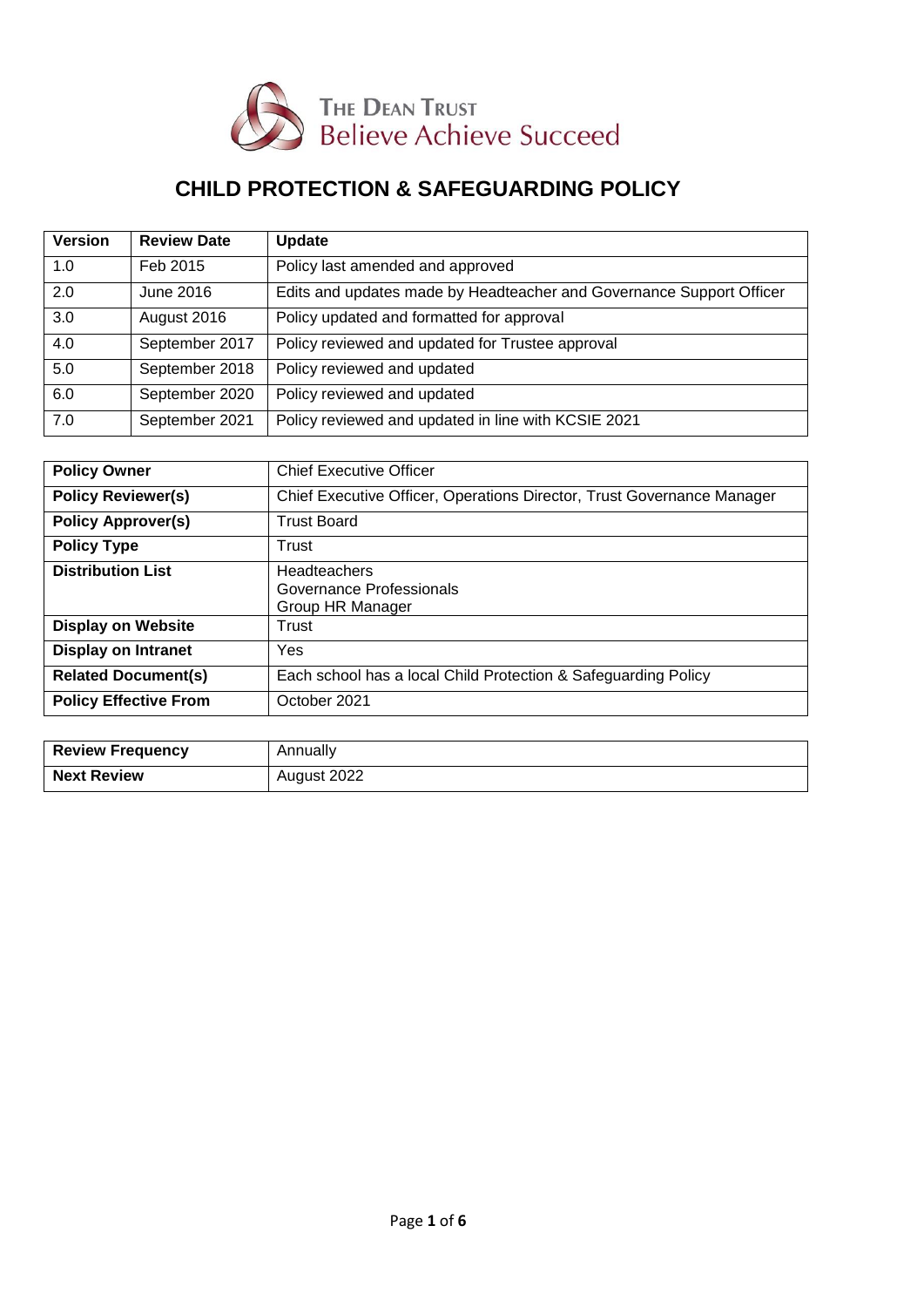THE DEAN TRUST
Believe Achieve Succeed

# CHILD PROTECTION & SAFEGUARDING POLICY

| Version | Review Date | Update |
|---|---|---|
| 1.0 | Feb 2015 | Policy last amended and approved |
| 2.0 | June 2016 | Edits and updates made by Headteacher and Governance Support Officer |
| 3.0 | August 2016 | Policy updated and formatted for approval |
| 4.0 | September 2017 | Policy reviewed and updated for Trustee approval |
| 5.0 | September 2018 | Policy reviewed and updated |
| 6.0 | September 2020 | Policy reviewed and updated |
| 7.0 | September 2021 | Policy reviewed and updated in line with KCSIE 2021 |

| | |
|---|---|
| **Policy Owner** | Chief Executive Officer |
| **Policy Reviewer(s)** | Chief Executive Officer, Operations Director, Trust Governance Manager |
| **Policy Approver(s)** | Trust Board |
| **Policy Type** | Trust |
| **Distribution List** | Headteachers<br>Governance Professionals<br>Group HR Manager |
| **Display on Website** | Trust |
| **Display on Intranet** | Yes |
| **Related Document(s)** | Each school has a local Child Protection & Safeguarding Policy |
| **Policy Effective From** | October 2021 |

| | |
|---|---|
| **Review Frequency** | Annually |
| **Next Review** | August 2022 |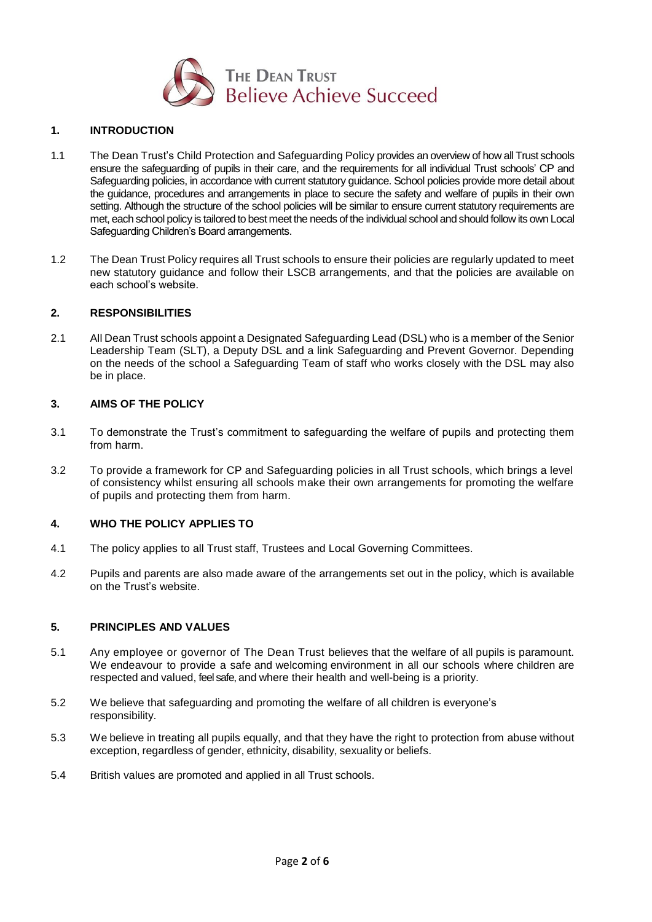## 1. INTRODUCTION

1.1 The Dean Trust's Child Protection and Safeguarding Policy provides an overview of how all Trust schools ensure the safeguarding of pupils in their care, and the requirements for all individual Trust schools' CP and Safeguarding policies, in accordance with current statutory guidance. School policies provide more detail about the guidance, procedures and arrangements in place to secure the safety and welfare of pupils in their own setting. Although the structure of the school policies will be similar to ensure current statutory requirements are met, each school policy is tailored to best meet the needs of the individual school and should follow its own Local Safeguarding Children's Board arrangements.

1.2 The Dean Trust Policy requires all Trust schools to ensure their policies are regularly updated to meet new statutory guidance and follow their LSCB arrangements, and that the policies are available on each school's website.

## 2. RESPONSIBILITIES

2.1 All Dean Trust schools appoint a Designated Safeguarding Lead (DSL) who is a member of the Senior Leadership Team (SLT), a Deputy DSL and a link Safeguarding and Prevent Governor. Depending on the needs of the school a Safeguarding Team of staff who works closely with the DSL may also be in place.

## 3. AIMS OF THE POLICY

3.1 To demonstrate the Trust's commitment to safeguarding the welfare of pupils and protecting them from harm.

3.2 To provide a framework for CP and Safeguarding policies in all Trust schools, which brings a level of consistency whilst ensuring all schools make their own arrangements for promoting the welfare of pupils and protecting them from harm.

## 4. WHO THE POLICY APPLIES TO

4.1 The policy applies to all Trust staff, Trustees and Local Governing Committees.

4.2 Pupils and parents are also made aware of the arrangements set out in the policy, which is available on the Trust's website.

## 5. PRINCIPLES AND VALUES

5.1 Any employee or governor of The Dean Trust believes that the welfare of all pupils is paramount. We endeavour to provide a safe and welcoming environment in all our schools where children are respected and valued, feel safe, and where their health and well-being is a priority.

5.2 We believe that safeguarding and promoting the welfare of all children is everyone's responsibility.

5.3 We believe in treating all pupils equally, and that they have the right to protection from abuse without exception, regardless of gender, ethnicity, disability, sexuality or beliefs.

5.4 British values are promoted and applied in all Trust schools.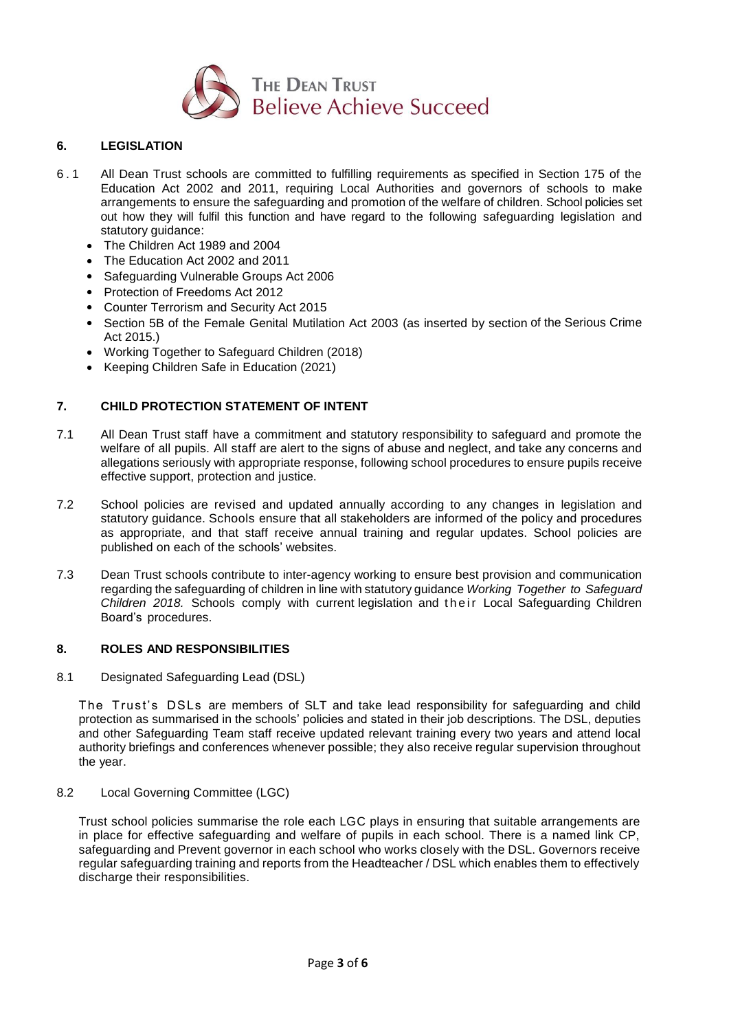## 6. LEGISLATION

6.1 All Dean Trust schools are committed to fulfilling requirements as specified in Section 175 of the Education Act 2002 and 2011, requiring Local Authorities and governors of schools to make arrangements to ensure the safeguarding and promotion of the welfare of children. School policies set out how they will fulfil this function and have regard to the following safeguarding legislation and statutory guidance:

- The Children Act 1989 and 2004
- The Education Act 2002 and 2011
- Safeguarding Vulnerable Groups Act 2006
- Protection of Freedoms Act 2012
- Counter Terrorism and Security Act 2015
- Section 5B of the Female Genital Mutilation Act 2003 (as inserted by section of the Serious Crime Act 2015.)
- Working Together to Safeguard Children (2018)
- Keeping Children Safe in Education (2021)

## 7. CHILD PROTECTION STATEMENT OF INTENT

7.1 All Dean Trust staff have a commitment and statutory responsibility to safeguard and promote the welfare of all pupils. All staff are alert to the signs of abuse and neglect, and take any concerns and allegations seriously with appropriate response, following school procedures to ensure pupils receive effective support, protection and justice.

7.2 School policies are revised and updated annually according to any changes in legislation and statutory guidance. Schools ensure that all stakeholders are informed of the policy and procedures as appropriate, and that staff receive annual training and regular updates. School policies are published on each of the schools' websites.

7.3 Dean Trust schools contribute to inter-agency working to ensure best provision and communication regarding the safeguarding of children in line with statutory guidance *Working Together to Safeguard Children 2018.* Schools comply with current legislation and their Local Safeguarding Children Board's procedures.

## 8. ROLES AND RESPONSIBILITIES

8.1 Designated Safeguarding Lead (DSL)

The Trust's DSLs are members of SLT and take lead responsibility for safeguarding and child protection as summarised in the schools' policies and stated in their job descriptions. The DSL, deputies and other Safeguarding Team staff receive updated relevant training every two years and attend local authority briefings and conferences whenever possible; they also receive regular supervision throughout the year.

8.2 Local Governing Committee (LGC)

Trust school policies summarise the role each LGC plays in ensuring that suitable arrangements are in place for effective safeguarding and welfare of pupils in each school. There is a named link CP, safeguarding and Prevent governor in each school who works closely with the DSL. Governors receive regular safeguarding training and reports from the Headteacher / DSL which enables them to effectively discharge their responsibilities.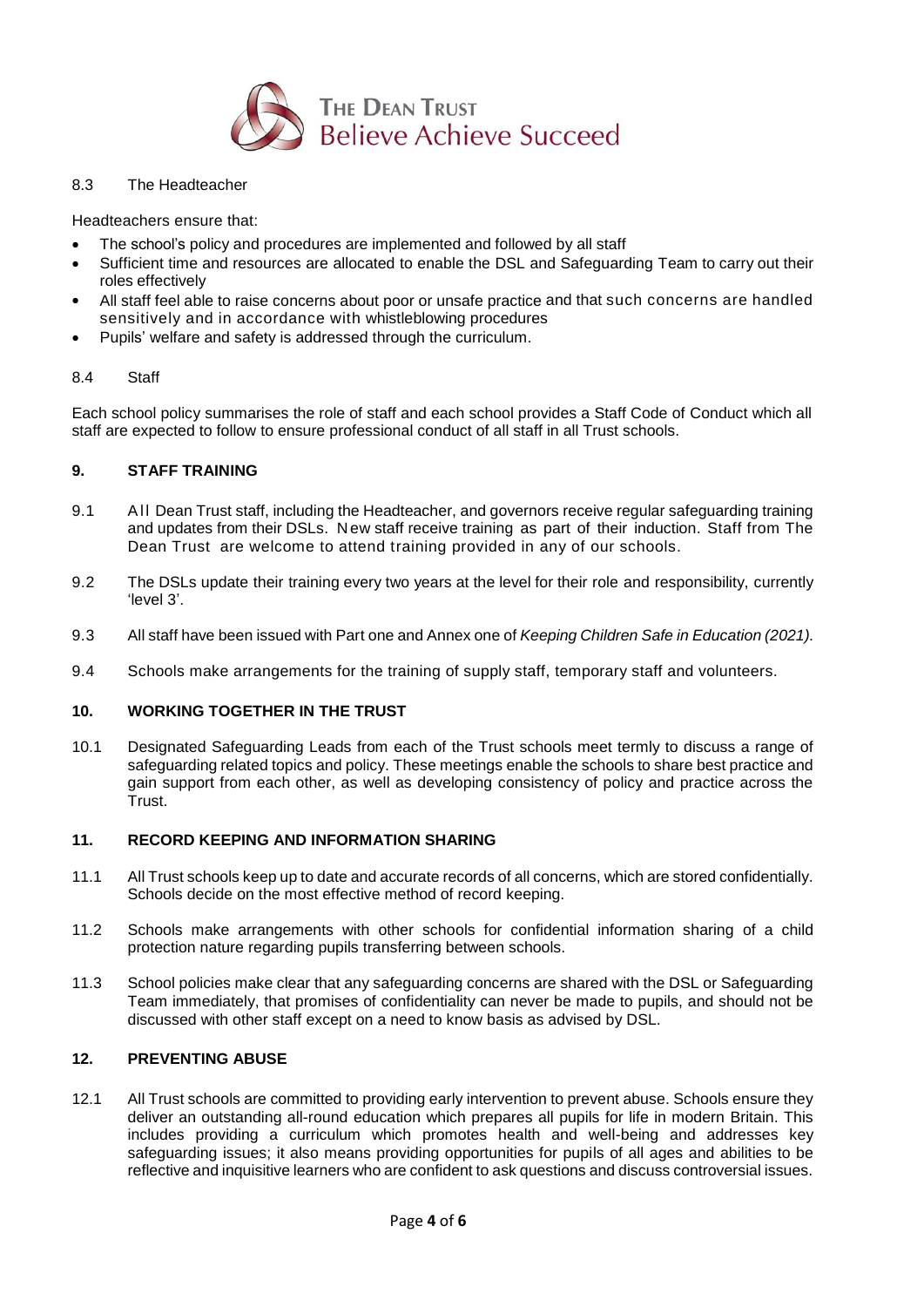8.3 The Headteacher

Headteachers ensure that:

- The school's policy and procedures are implemented and followed by all staff
- Sufficient time and resources are allocated to enable the DSL and Safeguarding Team to carry out their roles effectively
- All staff feel able to raise concerns about poor or unsafe practice and that such concerns are handled sensitively and in accordance with whistleblowing procedures
- Pupils' welfare and safety is addressed through the curriculum.

8.4 Staff

Each school policy summarises the role of staff and each school provides a Staff Code of Conduct which all staff are expected to follow to ensure professional conduct of all staff in all Trust schools.

## 9. STAFF TRAINING

9.1 All Dean Trust staff, including the Headteacher, and governors receive regular safeguarding training and updates from their DSLs. New staff receive training as part of their induction. Staff from The Dean Trust are welcome to attend training provided in any of our schools.

9.2 The DSLs update their training every two years at the level for their role and responsibility, currently 'level 3'.

9.3 All staff have been issued with Part one and Annex one of *Keeping Children Safe in Education (2021).*

9.4 Schools make arrangements for the training of supply staff, temporary staff and volunteers.

## 10. WORKING TOGETHER IN THE TRUST

10.1 Designated Safeguarding Leads from each of the Trust schools meet termly to discuss a range of safeguarding related topics and policy. These meetings enable the schools to share best practice and gain support from each other, as well as developing consistency of policy and practice across the Trust.

## 11. RECORD KEEPING AND INFORMATION SHARING

11.1 All Trust schools keep up to date and accurate records of all concerns, which are stored confidentially. Schools decide on the most effective method of record keeping.

11.2 Schools make arrangements with other schools for confidential information sharing of a child protection nature regarding pupils transferring between schools.

11.3 School policies make clear that any safeguarding concerns are shared with the DSL or Safeguarding Team immediately, that promises of confidentiality can never be made to pupils, and should not be discussed with other staff except on a need to know basis as advised by DSL.

## 12. PREVENTING ABUSE

12.1 All Trust schools are committed to providing early intervention to prevent abuse. Schools ensure they deliver an outstanding all-round education which prepares all pupils for life in modern Britain. This includes providing a curriculum which promotes health and well-being and addresses key safeguarding issues; it also means providing opportunities for pupils of all ages and abilities to be reflective and inquisitive learners who are confident to ask questions and discuss controversial issues.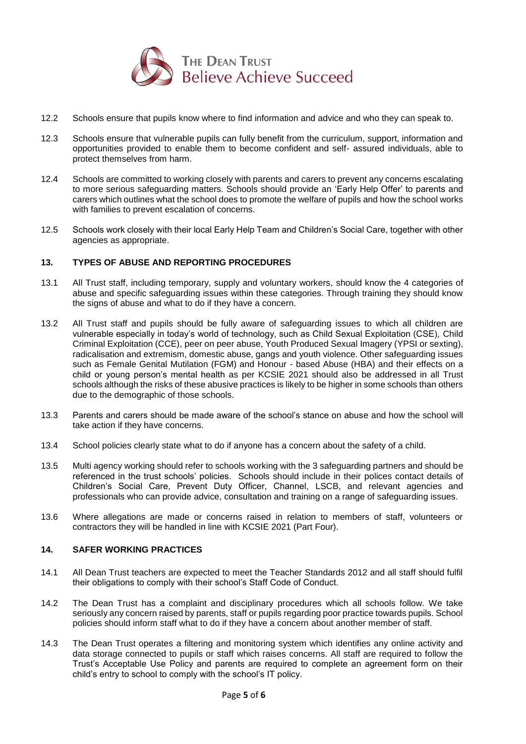12.2 Schools ensure that pupils know where to find information and advice and who they can speak to.

12.3 Schools ensure that vulnerable pupils can fully benefit from the curriculum, support, information and opportunities provided to enable them to become confident and self- assured individuals, able to protect themselves from harm.

12.4 Schools are committed to working closely with parents and carers to prevent any concerns escalating to more serious safeguarding matters. Schools should provide an 'Early Help Offer' to parents and carers which outlines what the school does to promote the welfare of pupils and how the school works with families to prevent escalation of concerns.

12.5 Schools work closely with their local Early Help Team and Children's Social Care, together with other agencies as appropriate.

## 13. TYPES OF ABUSE AND REPORTING PROCEDURES

13.1 All Trust staff, including temporary, supply and voluntary workers, should know the 4 categories of abuse and specific safeguarding issues within these categories. Through training they should know the signs of abuse and what to do if they have a concern.

13.2 All Trust staff and pupils should be fully aware of safeguarding issues to which all children are vulnerable especially in today's world of technology, such as Child Sexual Exploitation (CSE), Child Criminal Exploitation (CCE), peer on peer abuse, Youth Produced Sexual Imagery (YPSI or sexting), radicalisation and extremism, domestic abuse, gangs and youth violence. Other safeguarding issues such as Female Genital Mutilation (FGM) and Honour - based Abuse (HBA) and their effects on a child or young person's mental health as per KCSIE 2021 should also be addressed in all Trust schools although the risks of these abusive practices is likely to be higher in some schools than others due to the demographic of those schools.

13.3 Parents and carers should be made aware of the school's stance on abuse and how the school will take action if they have concerns.

13.4 School policies clearly state what to do if anyone has a concern about the safety of a child.

13.5 Multi agency working should refer to schools working with the 3 safeguarding partners and should be referenced in the trust schools' policies. Schools should include in their polices contact details of Children's Social Care, Prevent Duty Officer, Channel, LSCB, and relevant agencies and professionals who can provide advice, consultation and training on a range of safeguarding issues.

13.6 Where allegations are made or concerns raised in relation to members of staff, volunteers or contractors they will be handled in line with KCSIE 2021 (Part Four).

## 14. SAFER WORKING PRACTICES

14.1 All Dean Trust teachers are expected to meet the Teacher Standards 2012 and all staff should fulfil their obligations to comply with their school's Staff Code of Conduct.

14.2 The Dean Trust has a complaint and disciplinary procedures which all schools follow. We take seriously any concern raised by parents, staff or pupils regarding poor practice towards pupils. School policies should inform staff what to do if they have a concern about another member of staff.

14.3 The Dean Trust operates a filtering and monitoring system which identifies any online activity and data storage connected to pupils or staff which raises concerns. All staff are required to follow the Trust's Acceptable Use Policy and parents are required to complete an agreement form on their child's entry to school to comply with the school's IT policy.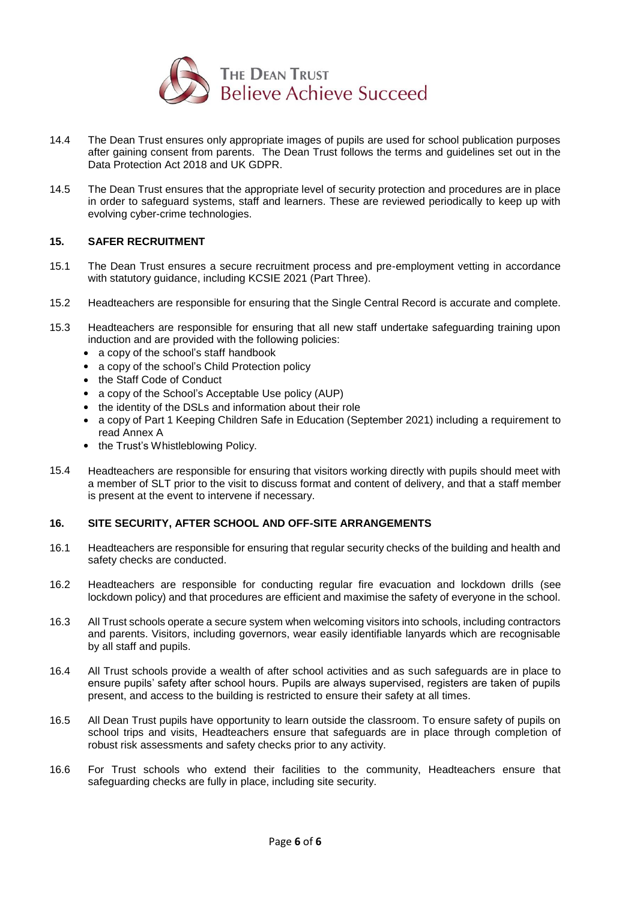14.4 The Dean Trust ensures only appropriate images of pupils are used for school publication purposes after gaining consent from parents. The Dean Trust follows the terms and guidelines set out in the Data Protection Act 2018 and UK GDPR.

14.5 The Dean Trust ensures that the appropriate level of security protection and procedures are in place in order to safeguard systems, staff and learners. These are reviewed periodically to keep up with evolving cyber-crime technologies.

## 15. SAFER RECRUITMENT

15.1 The Dean Trust ensures a secure recruitment process and pre-employment vetting in accordance with statutory guidance, including KCSIE 2021 (Part Three).

15.2 Headteachers are responsible for ensuring that the Single Central Record is accurate and complete.

15.3 Headteachers are responsible for ensuring that all new staff undertake safeguarding training upon induction and are provided with the following policies:

- a copy of the school's staff handbook
- a copy of the school's Child Protection policy
- the Staff Code of Conduct
- a copy of the School's Acceptable Use policy (AUP)
- the identity of the DSLs and information about their role
- a copy of Part 1 Keeping Children Safe in Education (September 2021) including a requirement to read Annex A
- the Trust's Whistleblowing Policy.

15.4 Headteachers are responsible for ensuring that visitors working directly with pupils should meet with a member of SLT prior to the visit to discuss format and content of delivery, and that a staff member is present at the event to intervene if necessary.

## 16. SITE SECURITY, AFTER SCHOOL AND OFF-SITE ARRANGEMENTS

16.1 Headteachers are responsible for ensuring that regular security checks of the building and health and safety checks are conducted.

16.2 Headteachers are responsible for conducting regular fire evacuation and lockdown drills (see lockdown policy) and that procedures are efficient and maximise the safety of everyone in the school.

16.3 All Trust schools operate a secure system when welcoming visitors into schools, including contractors and parents. Visitors, including governors, wear easily identifiable lanyards which are recognisable by all staff and pupils.

16.4 All Trust schools provide a wealth of after school activities and as such safeguards are in place to ensure pupils' safety after school hours. Pupils are always supervised, registers are taken of pupils present, and access to the building is restricted to ensure their safety at all times.

16.5 All Dean Trust pupils have opportunity to learn outside the classroom. To ensure safety of pupils on school trips and visits, Headteachers ensure that safeguards are in place through completion of robust risk assessments and safety checks prior to any activity.

16.6 For Trust schools who extend their facilities to the community, Headteachers ensure that safeguarding checks are fully in place, including site security.